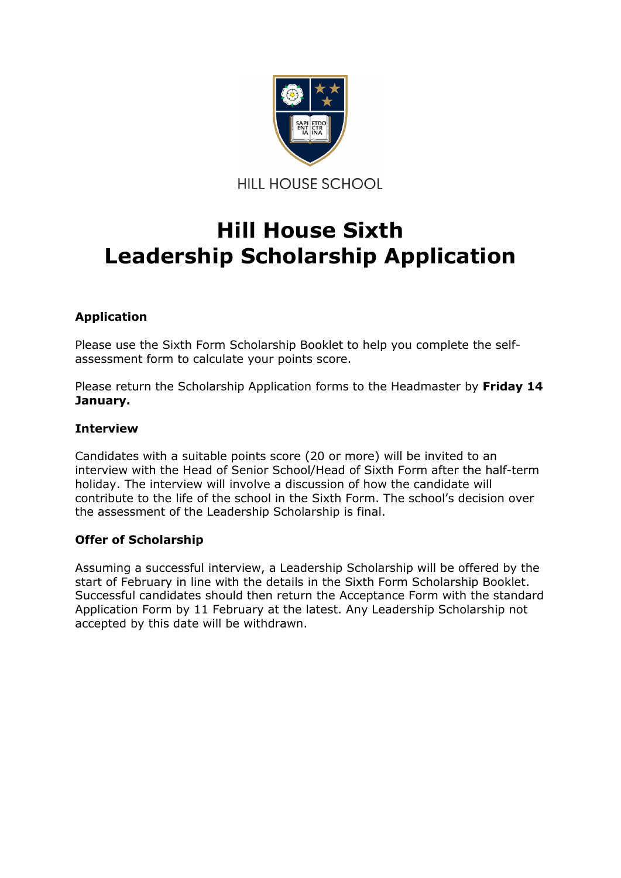HILL HOUSE SCHOOL

# Hill House Sixth
# Leadership Scholarship Application

### Application

Please use the Sixth Form Scholarship Booklet to help you complete the self-assessment form to calculate your points score.

Please return the Scholarship Application forms to the Headmaster by **Friday 14 January.**

### Interview

Candidates with a suitable points score (20 or more) will be invited to an interview with the Head of Senior School/Head of Sixth Form after the half-term holiday. The interview will involve a discussion of how the candidate will contribute to the life of the school in the Sixth Form. The school's decision over the assessment of the Leadership Scholarship is final.

### Offer of Scholarship

Assuming a successful interview, a Leadership Scholarship will be offered by the start of February in line with the details in the Sixth Form Scholarship Booklet. Successful candidates should then return the Acceptance Form with the standard Application Form by 11 February at the latest. Any Leadership Scholarship not accepted by this date will be withdrawn.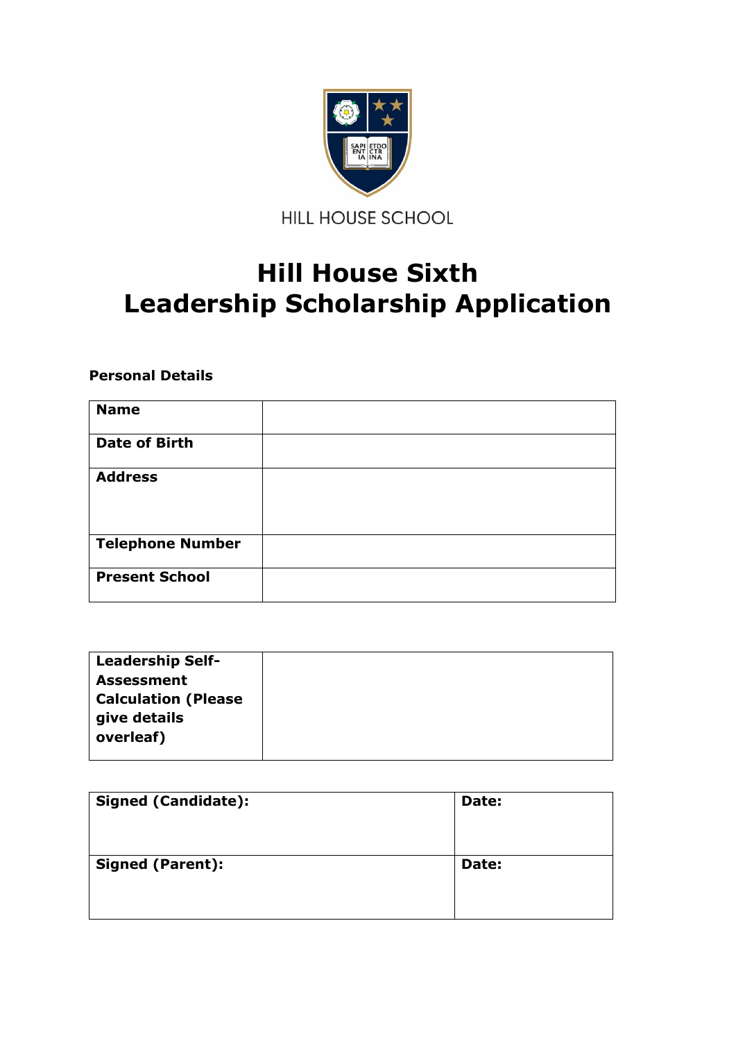HILL HOUSE SCHOOL

# Hill House Sixth
# Leadership Scholarship Application

**Personal Details**

| **Name** | |
|---|---|
| **Date of Birth** | |
| **Address** | |
| **Telephone Number** | |
| **Present School** | |

| **Leadership Self-Assessment Calculation (Please give details overleaf)** | |
|---|---|

| **Signed (Candidate):** | **Date:** |
|---|---|
| **Signed (Parent):** | **Date:** |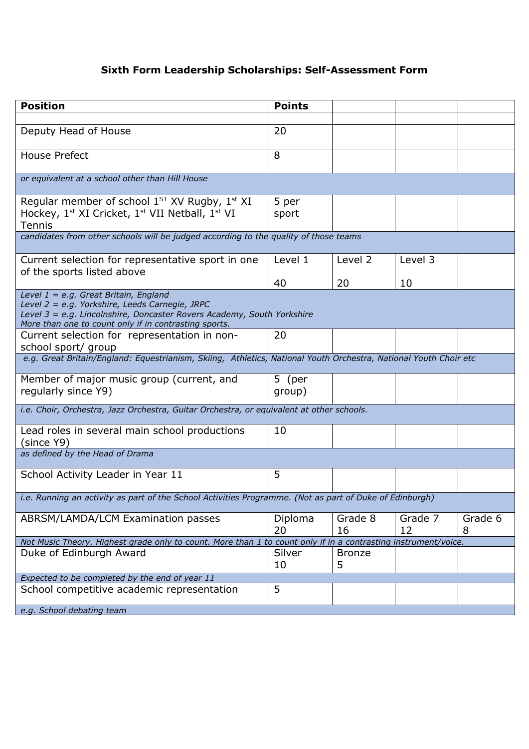**Sixth Form Leadership Scholarships: Self-Assessment Form**

| **Position** | **Points** | | | |
|---|---|---|---|---|
| | | | | |
| Deputy Head of House | 20 | | | |
| House Prefect | 8 | | | |
| *or equivalent at a school other than Hill House* | | | | |
| Regular member of school 1ST XV Rugby, 1st XI Hockey, 1st XI Cricket, 1st VII Netball, 1st VI Tennis | 5 per sport | | | |
| *candidates from other schools will be judged according to the quality of those teams* | | | | |
| Current selection for representative sport in one of the sports listed above | Level 1<br>40 | Level 2<br>20 | Level 3<br>10 | |
| *Level 1 = e.g. Great Britain, England<br>Level 2 = e.g. Yorkshire, Leeds Carnegie, JRPC<br>Level 3 = e.g. Lincolnshire, Doncaster Rovers Academy, South Yorkshire<br>More than one to count only if in contrasting sports.* | | | | |
| Current selection for representation in non-school sport/ group | 20 | | | |
| *e.g. Great Britain/England: Equestrianism, Skiing, Athletics, National Youth Orchestra, National Youth Choir etc* | | | | |
| Member of major music group (current, and regularly since Y9) | 5 (per group) | | | |
| *i.e. Choir, Orchestra, Jazz Orchestra, Guitar Orchestra, or equivalent at other schools.* | | | | |
| Lead roles in several main school productions (since Y9) | 10 | | | |
| *as defined by the Head of Drama* | | | | |
| School Activity Leader in Year 11 | 5 | | | |
| *i.e. Running an activity as part of the School Activities Programme. (Not as part of Duke of Edinburgh)* | | | | |
| ABRSM/LAMDA/LCM Examination passes | Diploma<br>20 | Grade 8<br>16 | Grade 7<br>12 | Grade 6<br>8 |
| *Not Music Theory. Highest grade only to count. More than 1 to count only if in a contrasting instrument/voice.* | | | | |
| Duke of Edinburgh Award | Silver<br>10 | Bronze<br>5 | | |
| *Expected to be completed by the end of year 11* | | | | |
| School competitive academic representation | 5 | | | |
| *e.g. School debating team* | | | | |